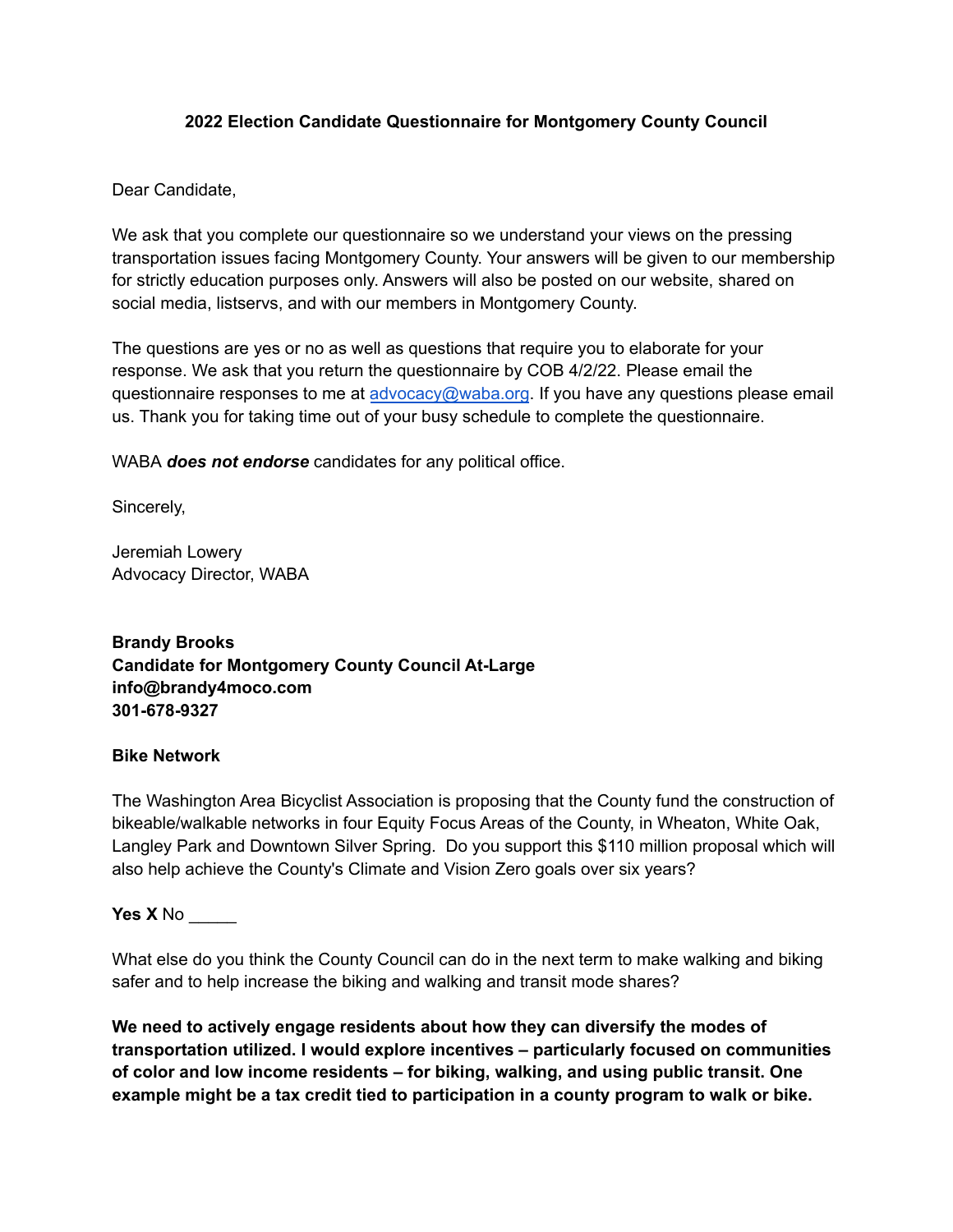# 2022 Election Candidate Questionnaire for Montgomery County Council

Dear Candidate,

We ask that you complete our questionnaire so we understand your views on the pressing transportation issues facing Montgomery County. Your answers will be given to our membership for strictly education purposes only. Answers will also be posted on our website, shared on social media, listservs, and with our members in Montgomery County.

The questions are yes or no as well as questions that require you to elaborate for your response. We ask that you return the questionnaire by COB 4/2/22. Please email the questionnaire responses to me at [advocacy@waba.org](mailto:advocacy@waba.org). If you have any questions please email us. Thank you for taking time out of your busy schedule to complete the questionnaire.

WABA ***does not endorse*** candidates for any political office.

Sincerely,

Jeremiah Lowery
Advocacy Director, WABA

**Brandy Brooks**
**Candidate for Montgomery County Council At-Large**
**info@brandy4moco.com**
**301-678-9327**

**Bike Network**

The Washington Area Bicyclist Association is proposing that the County fund the construction of bikeable/walkable networks in four Equity Focus Areas of the County, in Wheaton, White Oak, Langley Park and Downtown Silver Spring. Do you support this $110 million proposal which will also help achieve the County's Climate and Vision Zero goals over six years?

**Yes X** No _____

What else do you think the County Council can do in the next term to make walking and biking safer and to help increase the biking and walking and transit mode shares?

**We need to actively engage residents about how they can diversify the modes of transportation utilized. I would explore incentives – particularly focused on communities of color and low income residents – for biking, walking, and using public transit. One example might be a tax credit tied to participation in a county program to walk or bike.**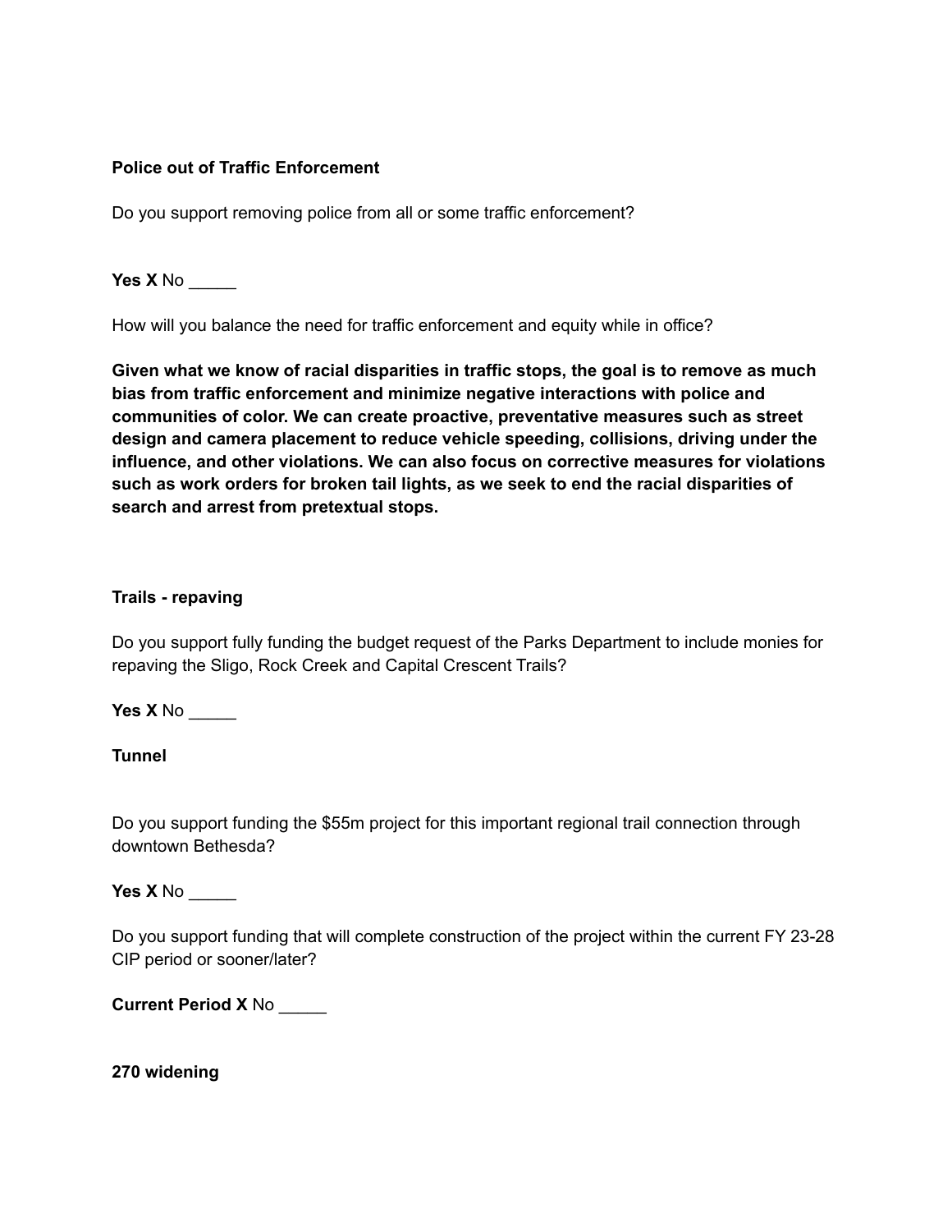**Police out of Traffic Enforcement**

Do you support removing police from all or some traffic enforcement?

**Yes X** No _____

How will you balance the need for traffic enforcement and equity while in office?

**Given what we know of racial disparities in traffic stops, the goal is to remove as much bias from traffic enforcement and minimize negative interactions with police and communities of color. We can create proactive, preventative measures such as street design and camera placement to reduce vehicle speeding, collisions, driving under the influence, and other violations. We can also focus on corrective measures for violations such as work orders for broken tail lights, as we seek to end the racial disparities of search and arrest from pretextual stops.**

**Trails - repaving**

Do you support fully funding the budget request of the Parks Department to include monies for repaving the Sligo, Rock Creek and Capital Crescent Trails?

**Yes X** No _____

**Tunnel**

Do you support funding the $55m project for this important regional trail connection through downtown Bethesda?

**Yes X** No _____

Do you support funding that will complete construction of the project within the current FY 23-28 CIP period or sooner/later?

**Current Period X** No _____

**270 widening**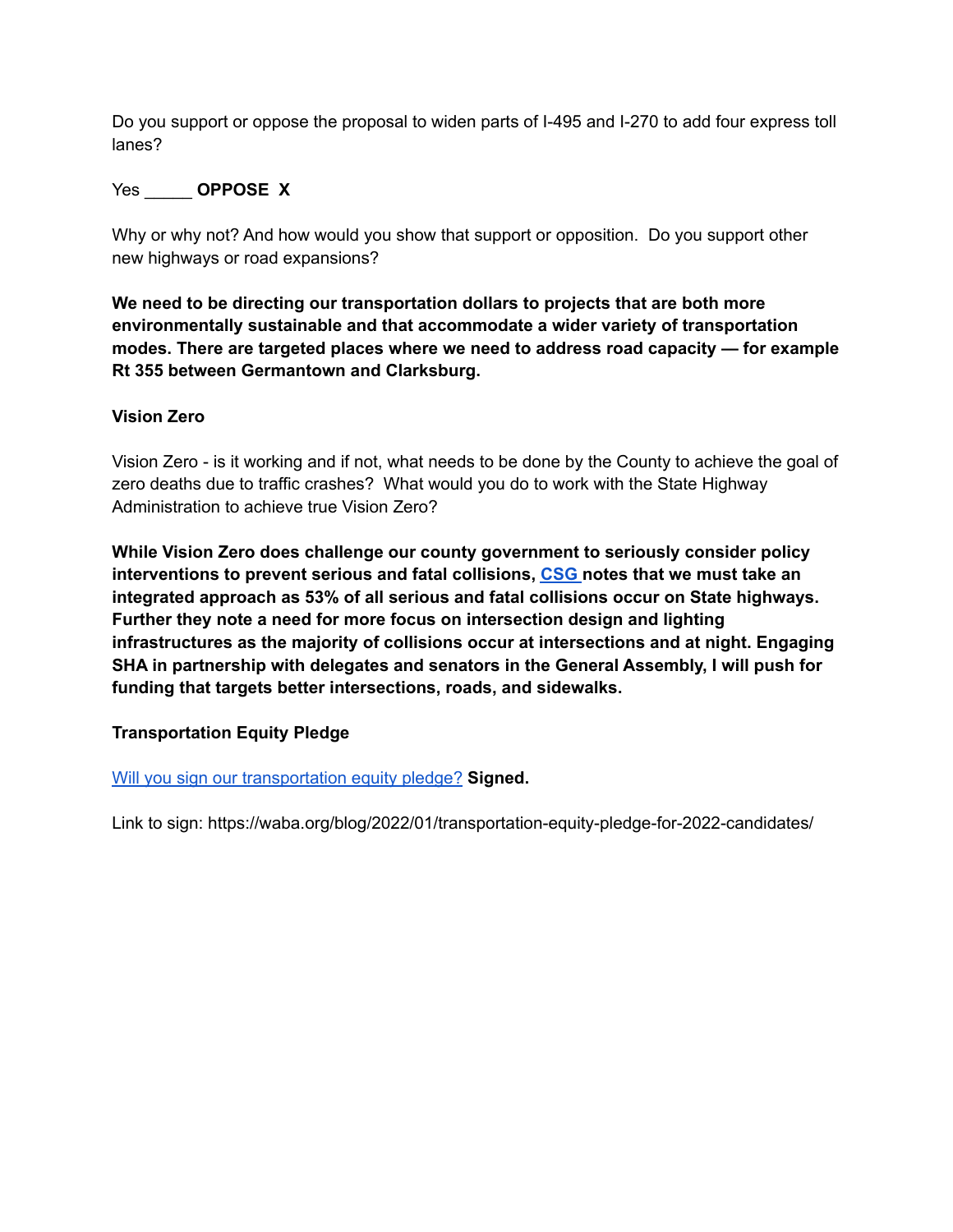Do you support or oppose the proposal to widen parts of I-495 and I-270 to add four express toll lanes?

Yes _____ **OPPOSE X**

Why or why not? And how would you show that support or opposition. Do you support other new highways or road expansions?

**We need to be directing our transportation dollars to projects that are both more environmentally sustainable and that accommodate a wider variety of transportation modes. There are targeted places where we need to address road capacity — for example Rt 355 between Germantown and Clarksburg.**

**Vision Zero**

Vision Zero - is it working and if not, what needs to be done by the County to achieve the goal of zero deaths due to traffic crashes? What would you do to work with the State Highway Administration to achieve true Vision Zero?

**While Vision Zero does challenge our county government to seriously consider policy interventions to prevent serious and fatal collisions, CSG notes that we must take an integrated approach as 53% of all serious and fatal collisions occur on State highways. Further they note a need for more focus on intersection design and lighting infrastructures as the majority of collisions occur at intersections and at night. Engaging SHA in partnership with delegates and senators in the General Assembly, I will push for funding that targets better intersections, roads, and sidewalks.**

**Transportation Equity Pledge**

Will you sign our transportation equity pledge? **Signed.**

Link to sign: https://waba.org/blog/2022/01/transportation-equity-pledge-for-2022-candidates/